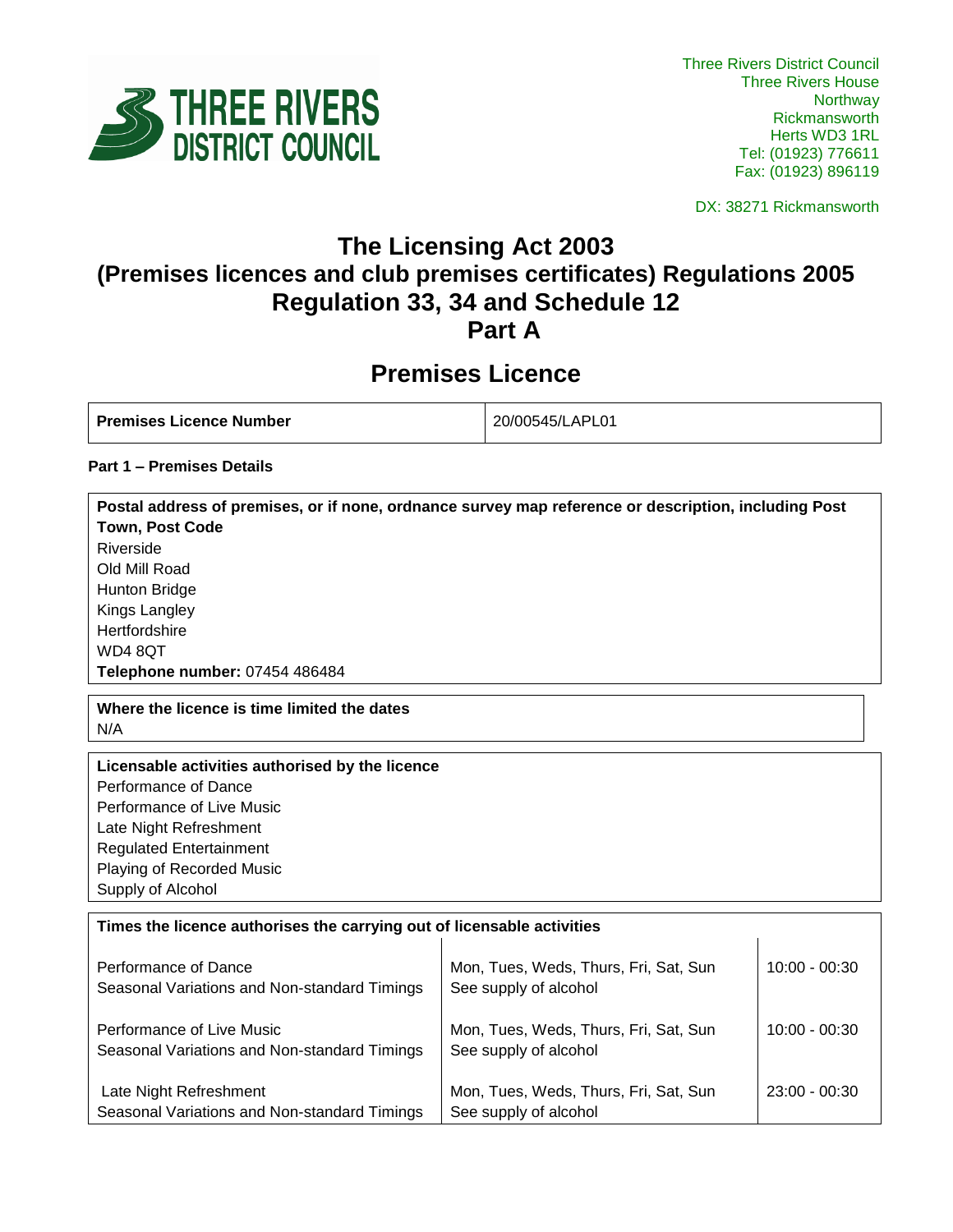Three Rivers District Council
Three Rivers House
Northway
Rickmansworth
Herts WD3 1RL
Tel: (01923) 776611
Fax: (01923) 896119

DX: 38271 Rickmansworth

# The Licensing Act 2003
# (Premises licences and club premises certificates) Regulations 2005
# Regulation 33, 34 and Schedule 12
# Part A

## Premises Licence

| **Premises Licence Number** | 20/00545/LAPL01 |
|---|---|

**Part 1 – Premises Details**

**Postal address of premises, or if none, ordnance survey map reference or description, including Post Town, Post Code**
Riverside
Old Mill Road
Hunton Bridge
Kings Langley
Hertfordshire
WD4 8QT
**Telephone number:** 07454 486484

**Where the licence is time limited the dates**
N/A

**Licensable activities authorised by the licence**
Performance of Dance
Performance of Live Music
Late Night Refreshment
Regulated Entertainment
Playing of Recorded Music
Supply of Alcohol

**Times the licence authorises the carrying out of licensable activities**

| | | |
|---|---|---|
| Performance of Dance<br>Seasonal Variations and Non-standard Timings | Mon, Tues, Weds, Thurs, Fri, Sat, Sun<br>See supply of alcohol | 10:00 - 00:30 |
| Performance of Live Music<br>Seasonal Variations and Non-standard Timings | Mon, Tues, Weds, Thurs, Fri, Sat, Sun<br>See supply of alcohol | 10:00 - 00:30 |
| Late Night Refreshment<br>Seasonal Variations and Non-standard Timings | Mon, Tues, Weds, Thurs, Fri, Sat, Sun<br>See supply of alcohol | 23:00 - 00:30 |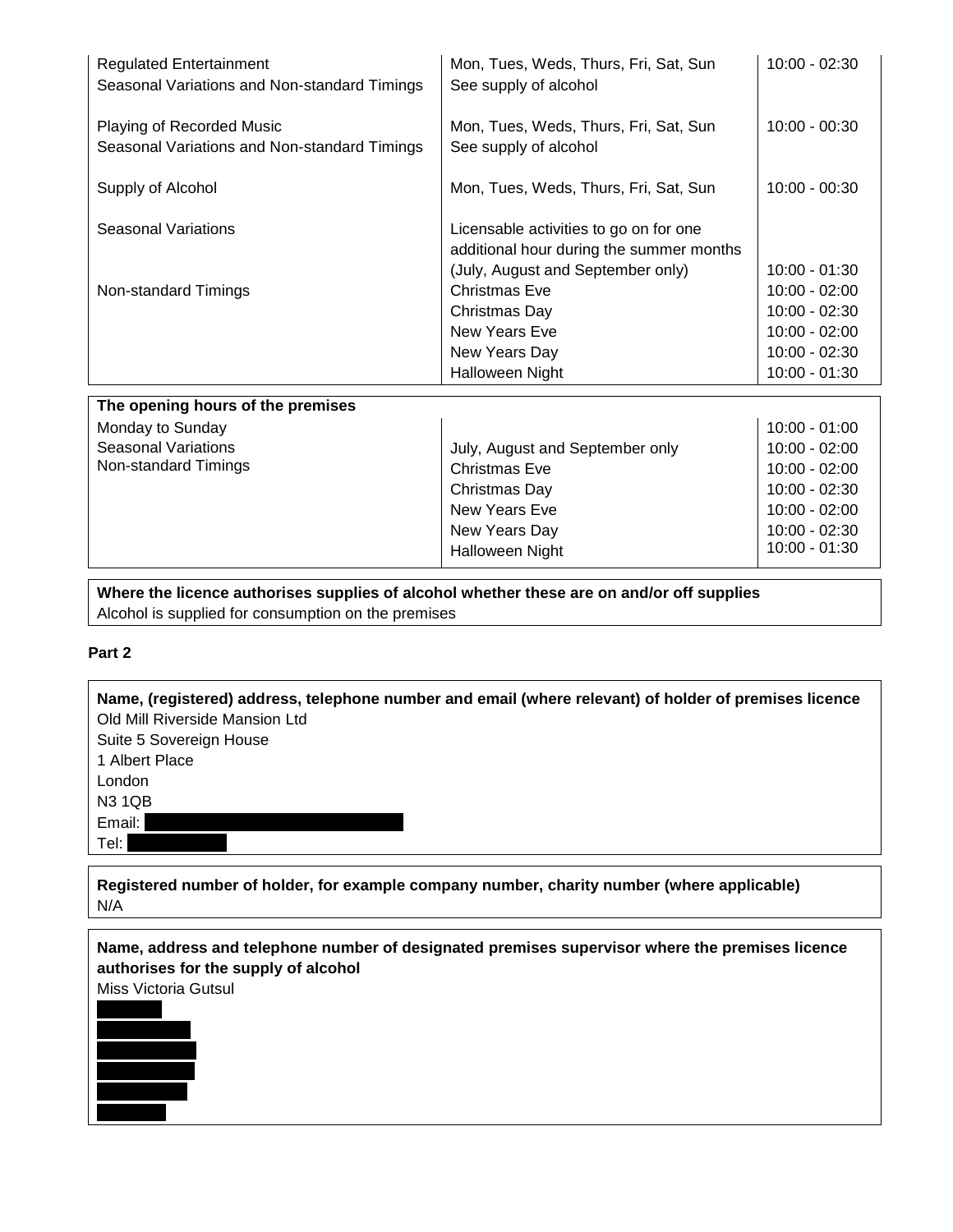| | | |
|---|---|---|
| Regulated Entertainment<br>Seasonal Variations and Non-standard Timings | Mon, Tues, Weds, Thurs, Fri, Sat, Sun<br>See supply of alcohol | 10:00 - 02:30 |
| Playing of Recorded Music<br>Seasonal Variations and Non-standard Timings | Mon, Tues, Weds, Thurs, Fri, Sat, Sun<br>See supply of alcohol | 10:00 - 00:30 |
| Supply of Alcohol | Mon, Tues, Weds, Thurs, Fri, Sat, Sun | 10:00 - 00:30 |
| Seasonal Variations | Licensable activities to go on for one additional hour during the summer months (July, August and September only) | 10:00 - 01:30 |
| Non-standard Timings | Christmas Eve | 10:00 - 02:00 |
| | Christmas Day | 10:00 - 02:30 |
| | New Years Eve | 10:00 - 02:00 |
| | New Years Day | 10:00 - 02:30 |
| | Halloween Night | 10:00 - 01:30 |

| The opening hours of the premises | | |
|---|---|---|
| Monday to Sunday | | 10:00 - 01:00 |
| Seasonal Variations | July, August and September only | 10:00 - 02:00 |
| Non-standard Timings | Christmas Eve | 10:00 - 02:00 |
| | Christmas Day | 10:00 - 02:30 |
| | New Years Eve | 10:00 - 02:00 |
| | New Years Day | 10:00 - 02:30 |
| | Halloween Night | 10:00 - 01:30 |

**Where the licence authorises supplies of alcohol whether these are on and/or off supplies**
Alcohol is supplied for consumption on the premises

**Part 2**

**Name, (registered) address, telephone number and email (where relevant) of holder of premises licence**
Old Mill Riverside Mansion Ltd
Suite 5 Sovereign House
1 Albert Place
London
N3 1QB
Email:
Tel:

**Registered number of holder, for example company number, charity number (where applicable)**
N/A

**Name, address and telephone number of designated premises supervisor where the premises licence authorises for the supply of alcohol**
Miss Victoria Gutsul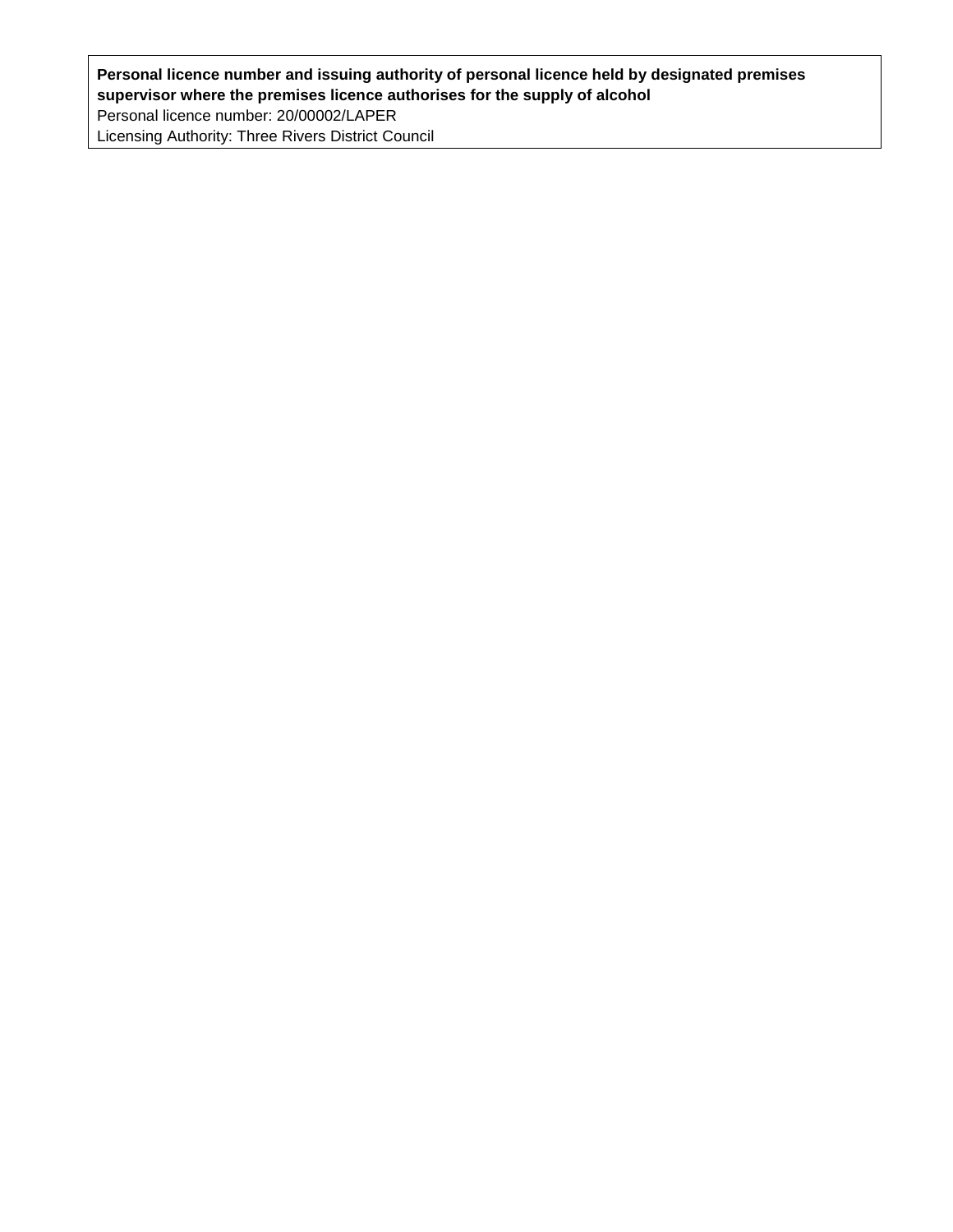**Personal licence number and issuing authority of personal licence held by designated premises supervisor where the premises licence authorises for the supply of alcohol**

Personal licence number: 20/00002/LAPER

Licensing Authority: Three Rivers District Council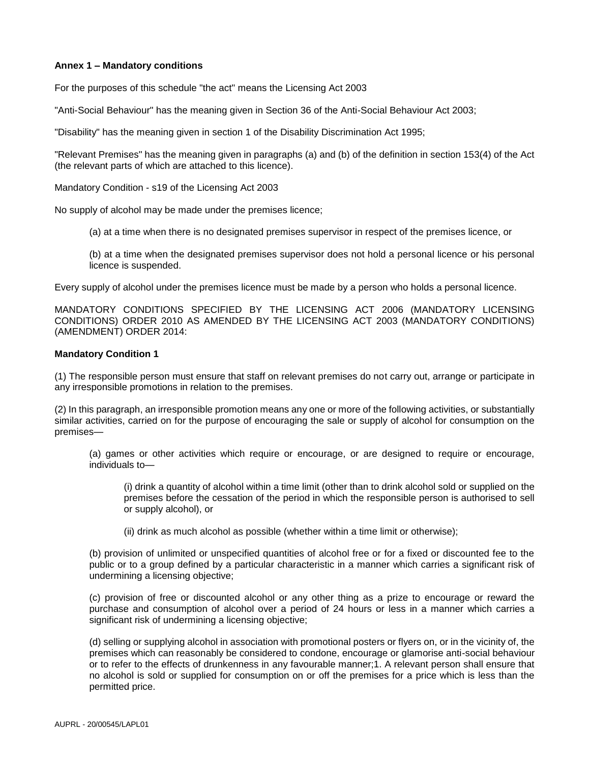**Annex 1 – Mandatory conditions**

For the purposes of this schedule "the act" means the Licensing Act 2003

"Anti-Social Behaviour" has the meaning given in Section 36 of the Anti-Social Behaviour Act 2003;

"Disability" has the meaning given in section 1 of the Disability Discrimination Act 1995;

"Relevant Premises" has the meaning given in paragraphs (a) and (b) of the definition in section 153(4) of the Act (the relevant parts of which are attached to this licence).

Mandatory Condition - s19 of the Licensing Act 2003

No supply of alcohol may be made under the premises licence;

(a) at a time when there is no designated premises supervisor in respect of the premises licence, or

(b) at a time when the designated premises supervisor does not hold a personal licence or his personal licence is suspended.

Every supply of alcohol under the premises licence must be made by a person who holds a personal licence.

MANDATORY CONDITIONS SPECIFIED BY THE LICENSING ACT 2006 (MANDATORY LICENSING CONDITIONS) ORDER 2010 AS AMENDED BY THE LICENSING ACT 2003 (MANDATORY CONDITIONS) (AMENDMENT) ORDER 2014:

**Mandatory Condition 1**

(1) The responsible person must ensure that staff on relevant premises do not carry out, arrange or participate in any irresponsible promotions in relation to the premises.

(2) In this paragraph, an irresponsible promotion means any one or more of the following activities, or substantially similar activities, carried on for the purpose of encouraging the sale or supply of alcohol for consumption on the premises—

(a) games or other activities which require or encourage, or are designed to require or encourage, individuals to—

(i) drink a quantity of alcohol within a time limit (other than to drink alcohol sold or supplied on the premises before the cessation of the period in which the responsible person is authorised to sell or supply alcohol), or

(ii) drink as much alcohol as possible (whether within a time limit or otherwise);

(b) provision of unlimited or unspecified quantities of alcohol free or for a fixed or discounted fee to the public or to a group defined by a particular characteristic in a manner which carries a significant risk of undermining a licensing objective;

(c) provision of free or discounted alcohol or any other thing as a prize to encourage or reward the purchase and consumption of alcohol over a period of 24 hours or less in a manner which carries a significant risk of undermining a licensing objective;

(d) selling or supplying alcohol in association with promotional posters or flyers on, or in the vicinity of, the premises which can reasonably be considered to condone, encourage or glamorise anti-social behaviour or to refer to the effects of drunkenness in any favourable manner;1. A relevant person shall ensure that no alcohol is sold or supplied for consumption on or off the premises for a price which is less than the permitted price.

AUPRL - 20/00545/LAPL01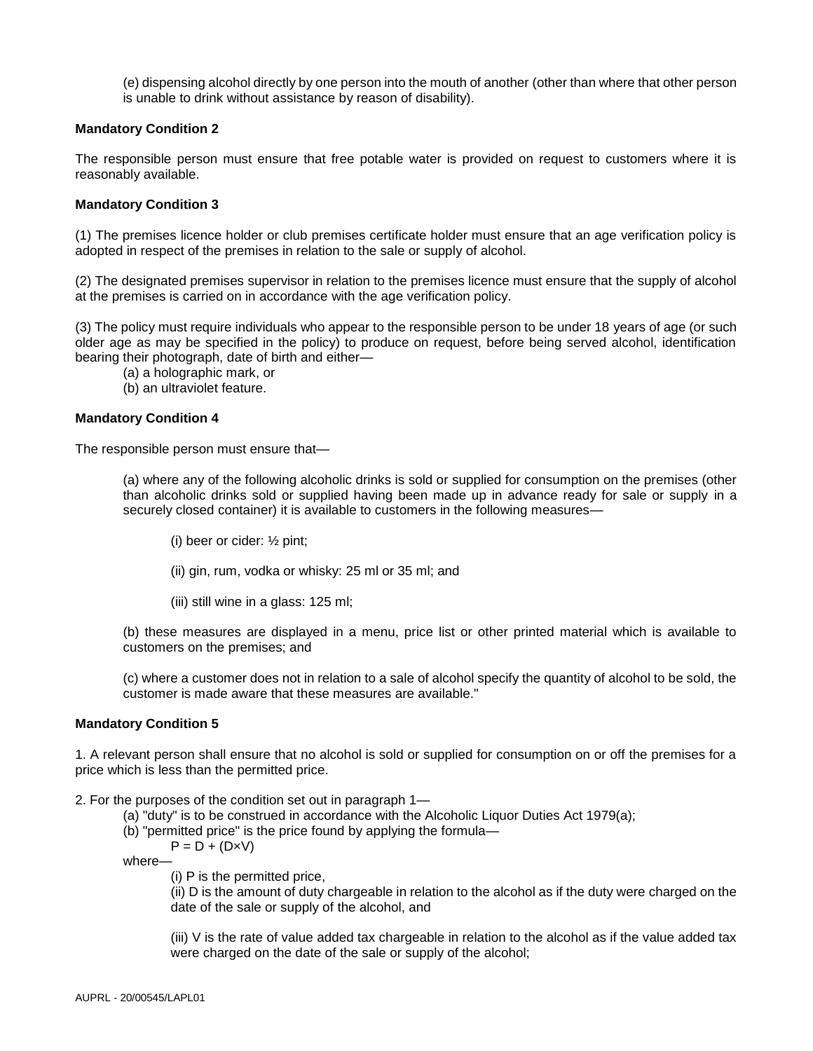(e) dispensing alcohol directly by one person into the mouth of another (other than where that other person is unable to drink without assistance by reason of disability).

**Mandatory Condition 2**

The responsible person must ensure that free potable water is provided on request to customers where it is reasonably available.

**Mandatory Condition 3**

(1) The premises licence holder or club premises certificate holder must ensure that an age verification policy is adopted in respect of the premises in relation to the sale or supply of alcohol.

(2) The designated premises supervisor in relation to the premises licence must ensure that the supply of alcohol at the premises is carried on in accordance with the age verification policy.

(3) The policy must require individuals who appear to the responsible person to be under 18 years of age (or such older age as may be specified in the policy) to produce on request, before being served alcohol, identification bearing their photograph, date of birth and either—

(a) a holographic mark, or
(b) an ultraviolet feature.

**Mandatory Condition 4**

The responsible person must ensure that—

(a) where any of the following alcoholic drinks is sold or supplied for consumption on the premises (other than alcoholic drinks sold or supplied having been made up in advance ready for sale or supply in a securely closed container) it is available to customers in the following measures—

(i) beer or cider: ½ pint;

(ii) gin, rum, vodka or whisky: 25 ml or 35 ml; and

(iii) still wine in a glass: 125 ml;

(b) these measures are displayed in a menu, price list or other printed material which is available to customers on the premises; and

(c) where a customer does not in relation to a sale of alcohol specify the quantity of alcohol to be sold, the customer is made aware that these measures are available."

**Mandatory Condition 5**

1. A relevant person shall ensure that no alcohol is sold or supplied for consumption on or off the premises for a price which is less than the permitted price.

2. For the purposes of the condition set out in paragraph 1—

(a) "duty" is to be construed in accordance with the Alcoholic Liquor Duties Act 1979(a);
(b) "permitted price" is the price found by applying the formula—

$P = D + (D \times V)$

where—

(i) P is the permitted price,
(ii) D is the amount of duty chargeable in relation to the alcohol as if the duty were charged on the date of the sale or supply of the alcohol, and

(iii) V is the rate of value added tax chargeable in relation to the alcohol as if the value added tax were charged on the date of the sale or supply of the alcohol;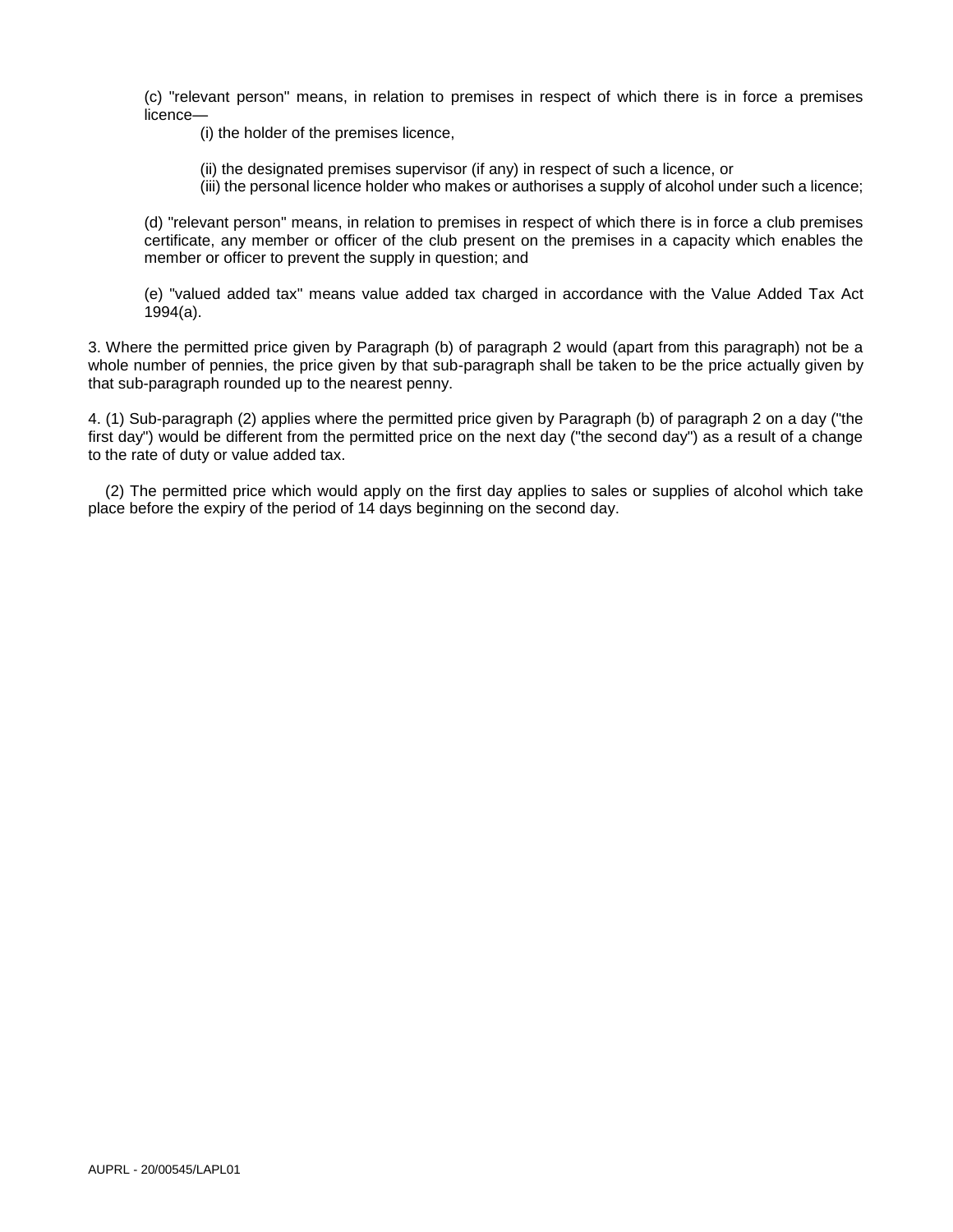(c) "relevant person" means, in relation to premises in respect of which there is in force a premises licence—

(i) the holder of the premises licence,

(ii) the designated premises supervisor (if any) in respect of such a licence, or

(iii) the personal licence holder who makes or authorises a supply of alcohol under such a licence;

(d) "relevant person" means, in relation to premises in respect of which there is in force a club premises certificate, any member or officer of the club present on the premises in a capacity which enables the member or officer to prevent the supply in question; and

(e) "valued added tax" means value added tax charged in accordance with the Value Added Tax Act 1994(a).

3. Where the permitted price given by Paragraph (b) of paragraph 2 would (apart from this paragraph) not be a whole number of pennies, the price given by that sub-paragraph shall be taken to be the price actually given by that sub-paragraph rounded up to the nearest penny.

4. (1) Sub-paragraph (2) applies where the permitted price given by Paragraph (b) of paragraph 2 on a day ("the first day") would be different from the permitted price on the next day ("the second day") as a result of a change to the rate of duty or value added tax.

(2) The permitted price which would apply on the first day applies to sales or supplies of alcohol which take place before the expiry of the period of 14 days beginning on the second day.

AUPRL - 20/00545/LAPL01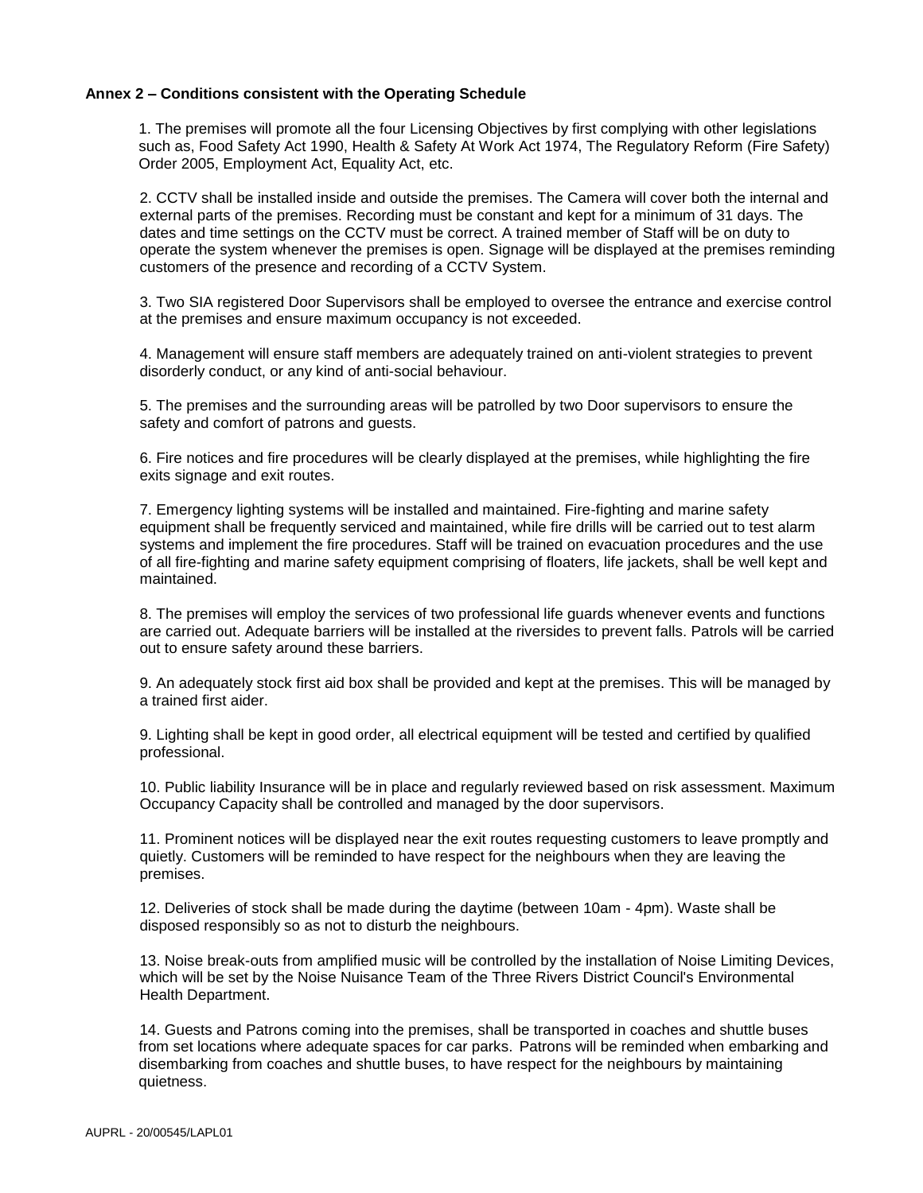**Annex 2 – Conditions consistent with the Operating Schedule**

1. The premises will promote all the four Licensing Objectives by first complying with other legislations such as, Food Safety Act 1990, Health & Safety At Work Act 1974, The Regulatory Reform (Fire Safety) Order 2005, Employment Act, Equality Act, etc.

2. CCTV shall be installed inside and outside the premises. The Camera will cover both the internal and external parts of the premises. Recording must be constant and kept for a minimum of 31 days. The dates and time settings on the CCTV must be correct. A trained member of Staff will be on duty to operate the system whenever the premises is open. Signage will be displayed at the premises reminding customers of the presence and recording of a CCTV System.

3. Two SIA registered Door Supervisors shall be employed to oversee the entrance and exercise control at the premises and ensure maximum occupancy is not exceeded.

4. Management will ensure staff members are adequately trained on anti-violent strategies to prevent disorderly conduct, or any kind of anti-social behaviour.

5. The premises and the surrounding areas will be patrolled by two Door supervisors to ensure the safety and comfort of patrons and guests.

6. Fire notices and fire procedures will be clearly displayed at the premises, while highlighting the fire exits signage and exit routes.

7. Emergency lighting systems will be installed and maintained. Fire-fighting and marine safety equipment shall be frequently serviced and maintained, while fire drills will be carried out to test alarm systems and implement the fire procedures. Staff will be trained on evacuation procedures and the use of all fire-fighting and marine safety equipment comprising of floaters, life jackets, shall be well kept and maintained.

8. The premises will employ the services of two professional life guards whenever events and functions are carried out. Adequate barriers will be installed at the riversides to prevent falls. Patrols will be carried out to ensure safety around these barriers.

9. An adequately stock first aid box shall be provided and kept at the premises. This will be managed by a trained first aider.

9. Lighting shall be kept in good order, all electrical equipment will be tested and certified by qualified professional.

10. Public liability Insurance will be in place and regularly reviewed based on risk assessment. Maximum Occupancy Capacity shall be controlled and managed by the door supervisors.

11. Prominent notices will be displayed near the exit routes requesting customers to leave promptly and quietly. Customers will be reminded to have respect for the neighbours when they are leaving the premises.

12. Deliveries of stock shall be made during the daytime (between 10am - 4pm). Waste shall be disposed responsibly so as not to disturb the neighbours.

13. Noise break-outs from amplified music will be controlled by the installation of Noise Limiting Devices, which will be set by the Noise Nuisance Team of the Three Rivers District Council's Environmental Health Department.

14. Guests and Patrons coming into the premises, shall be transported in coaches and shuttle buses from set locations where adequate spaces for car parks. Patrons will be reminded when embarking and disembarking from coaches and shuttle buses, to have respect for the neighbours by maintaining quietness.

AUPRL - 20/00545/LAPL01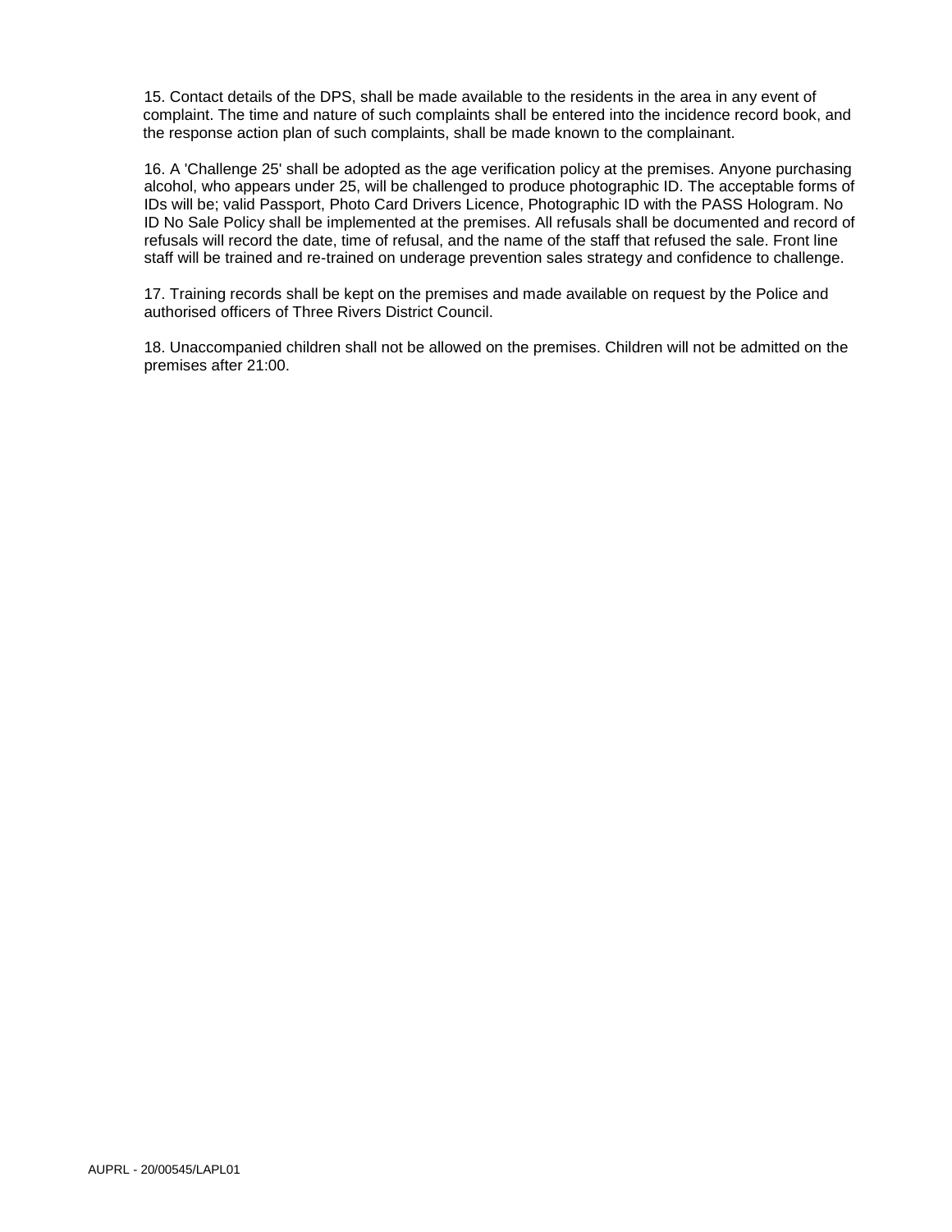15. Contact details of the DPS, shall be made available to the residents in the area in any event of complaint. The time and nature of such complaints shall be entered into the incidence record book, and the response action plan of such complaints, shall be made known to the complainant.

16. A 'Challenge 25' shall be adopted as the age verification policy at the premises. Anyone purchasing alcohol, who appears under 25, will be challenged to produce photographic ID. The acceptable forms of IDs will be; valid Passport, Photo Card Drivers Licence, Photographic ID with the PASS Hologram. No ID No Sale Policy shall be implemented at the premises. All refusals shall be documented and record of refusals will record the date, time of refusal, and the name of the staff that refused the sale. Front line staff will be trained and re-trained on underage prevention sales strategy and confidence to challenge.

17. Training records shall be kept on the premises and made available on request by the Police and authorised officers of Three Rivers District Council.

18. Unaccompanied children shall not be allowed on the premises. Children will not be admitted on the premises after 21:00.

AUPRL - 20/00545/LAPL01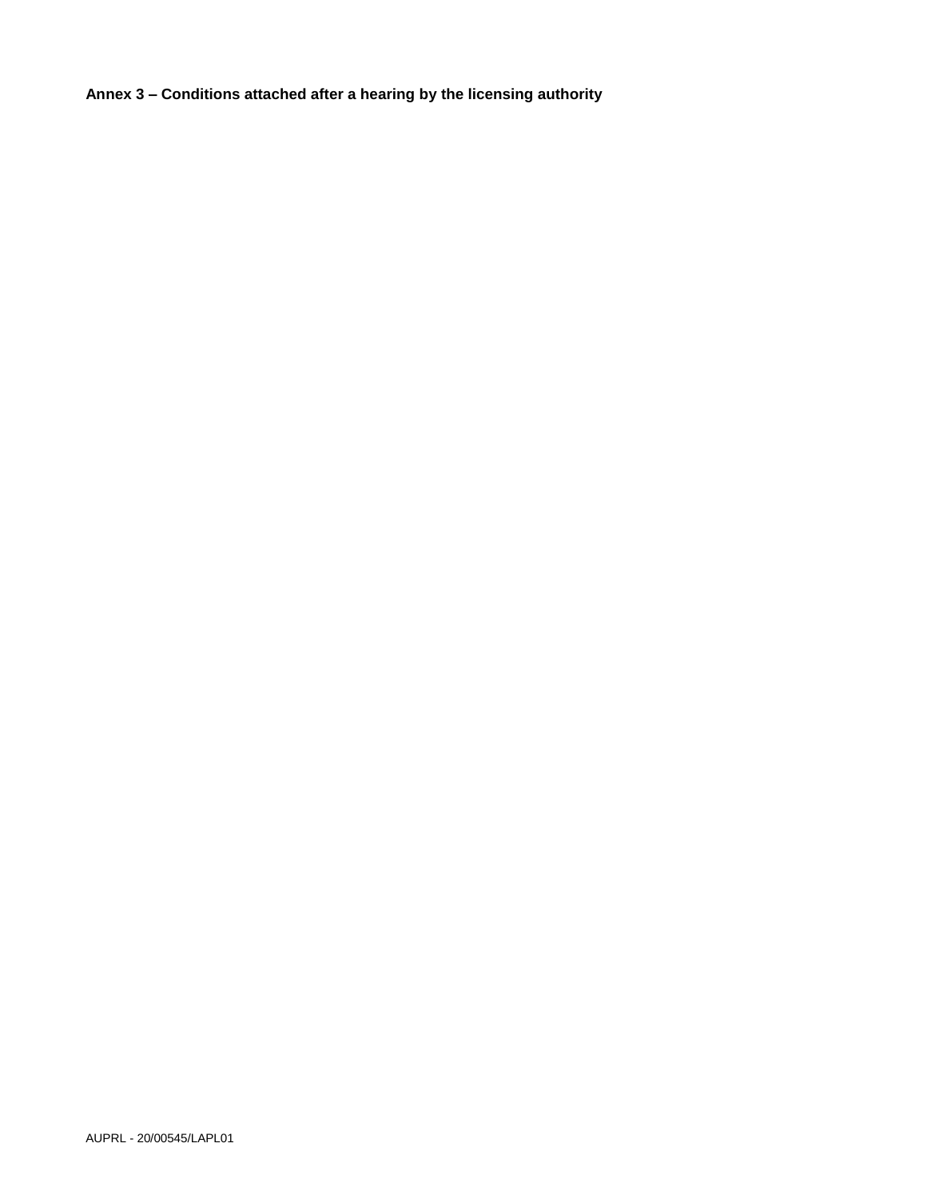**Annex 3 – Conditions attached after a hearing by the licensing authority**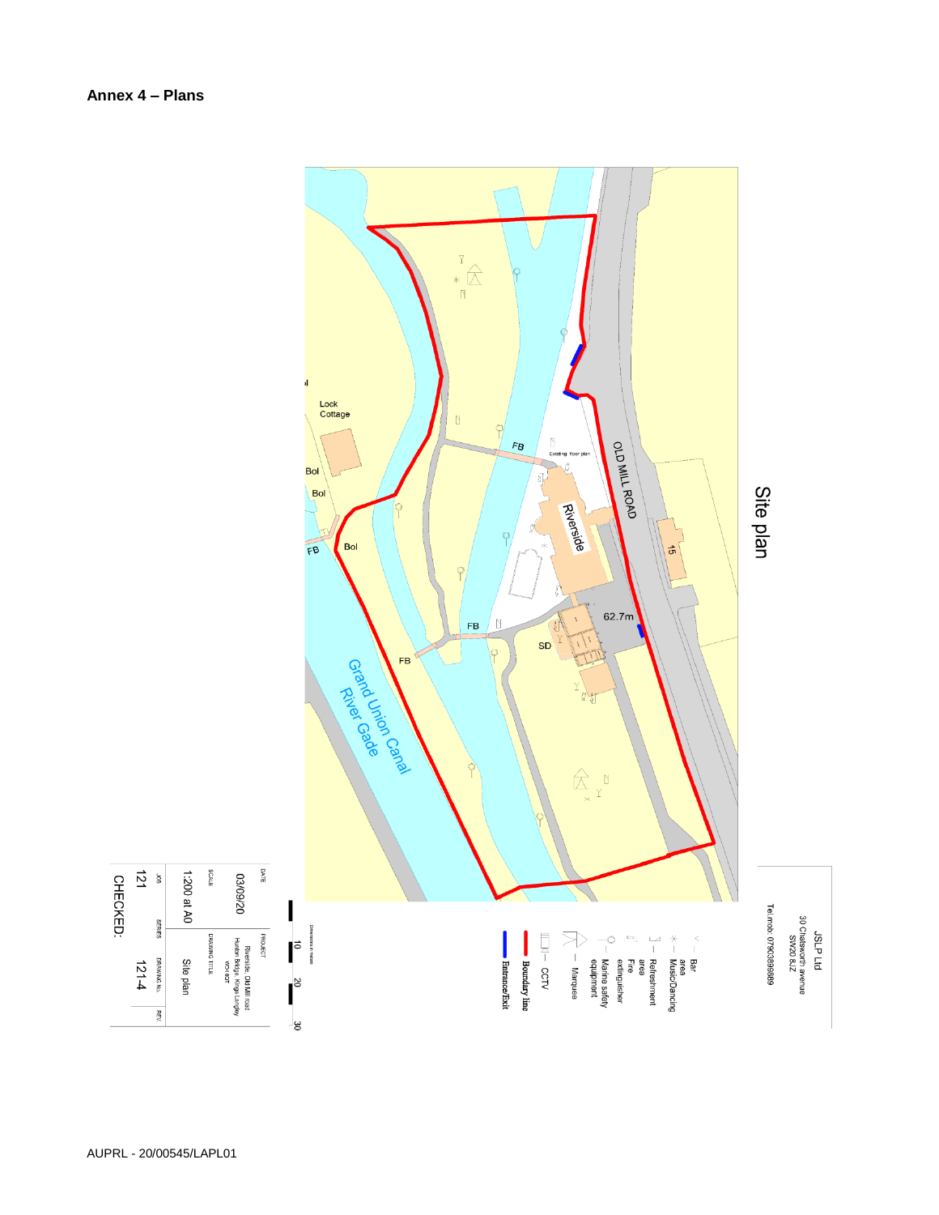# Annex 4 – Plans

Site plan

Lock Cottage

Bol

Bol

Bol

FB

FB

FB

FB

Existing floor plan

OLD MILL ROAD

Riverside

15

62.7m

SD

Grand Union Canal
River Gade

JSLP Ltd
30 Chatsworth avenue
SW20 8JZ

Tel.mob: 07903899989

- Bar area
- Music/Dancing area
- Refreshment area
- Fire extinguisher
- Marine safety equipment
- Marquee
- CCTV
- Boundary line
- Entrance/Exit

Dimensions in metres

10 20 30

| DATE | PROJECT | |
|---|---|---|
| 03/09/20 | Riverside, Old Mill road Hunton Bridge, Kings Langley WD4 8QT | |
| SCALE | DRAWING TITLE | |
| 1:200 at A0 | Site plan | |
| JOB | SERIES | DRAWING No. | REV. |
| 121 | | 121-4 | |
| CHECKED: | | | |

AUPRL - 20/00545/LAPL01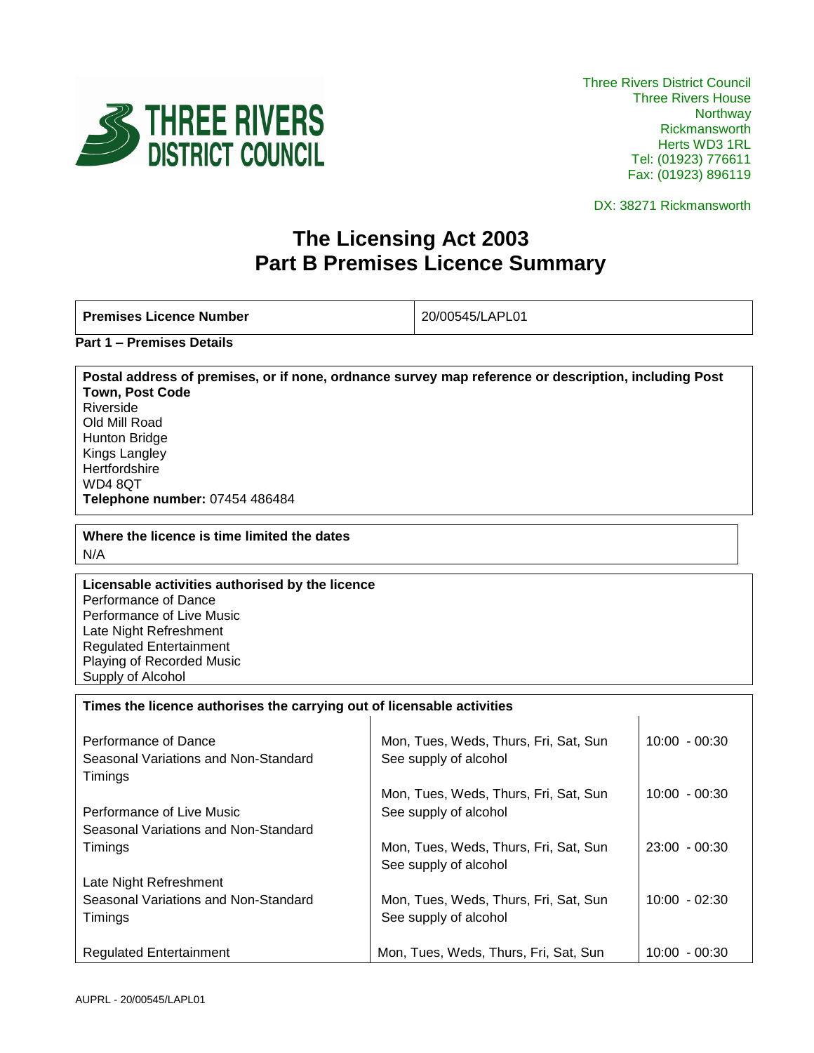Three Rivers District Council
Three Rivers House
Northway
Rickmansworth
Herts WD3 1RL
Tel: (01923) 776611
Fax: (01923) 896119

DX: 38271 Rickmansworth

# The Licensing Act 2003
# Part B Premises Licence Summary

| **Premises Licence Number** | 20/00545/LAPL01 |
|---|---|

**Part 1 – Premises Details**

**Postal address of premises, or if none, ordnance survey map reference or description, including Post Town, Post Code**
Riverside
Old Mill Road
Hunton Bridge
Kings Langley
Hertfordshire
WD4 8QT
**Telephone number:** 07454 486484

**Where the licence is time limited the dates**
N/A

**Licensable activities authorised by the licence**
Performance of Dance
Performance of Live Music
Late Night Refreshment
Regulated Entertainment
Playing of Recorded Music
Supply of Alcohol

**Times the licence authorises the carrying out of licensable activities**

| Activity | Days | Times |
|---|---|---|
| Performance of Dance | Mon, Tues, Weds, Thurs, Fri, Sat, Sun | 10:00 - 00:30 |
| Seasonal Variations and Non-Standard Timings | See supply of alcohol | |
| Performance of Live Music | Mon, Tues, Weds, Thurs, Fri, Sat, Sun | 10:00 - 00:30 |
| Seasonal Variations and Non-Standard Timings | See supply of alcohol | |
| Late Night Refreshment | Mon, Tues, Weds, Thurs, Fri, Sat, Sun | 23:00 - 00:30 |
| Seasonal Variations and Non-Standard Timings | See supply of alcohol | |
| Regulated Entertainment | Mon, Tues, Weds, Thurs, Fri, Sat, Sun | 10:00 - 02:30 |
| | See supply of alcohol | |
| | Mon, Tues, Weds, Thurs, Fri, Sat, Sun | 10:00 - 00:30 |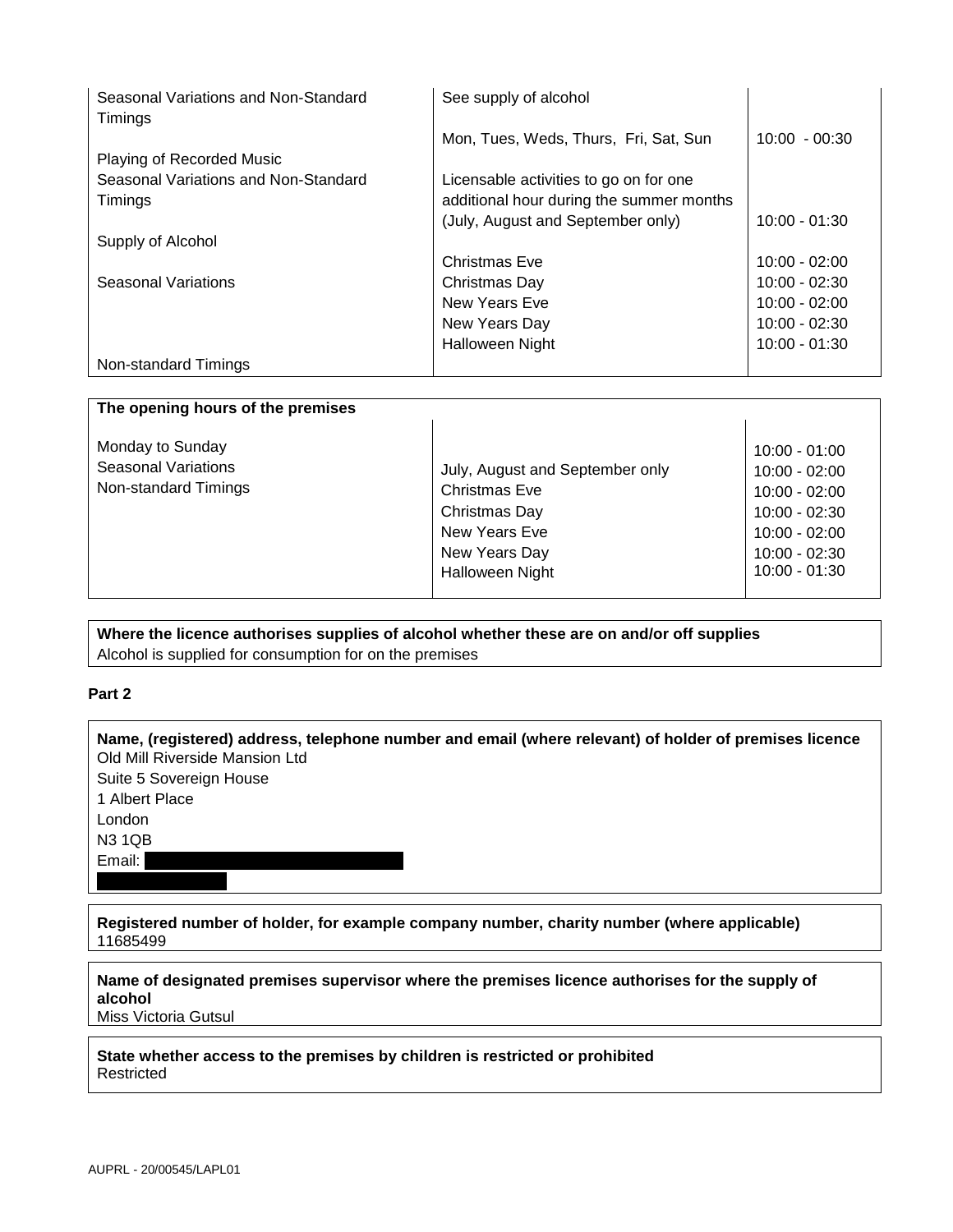| | | |
|---|---|---|
| Seasonal Variations and Non-Standard Timings | See supply of alcohol | |
| Playing of Recorded Music | Mon, Tues, Weds, Thurs, Fri, Sat, Sun | 10:00 - 00:30 |
| Seasonal Variations and Non-Standard Timings | Licensable activities to go on for one additional hour during the summer months (July, August and September only) | 10:00 - 01:30 |
| Supply of Alcohol | | |
| Seasonal Variations | Christmas Eve | 10:00 - 02:00 |
| | Christmas Day | 10:00 - 02:30 |
| | New Years Eve | 10:00 - 02:00 |
| | New Years Day | 10:00 - 02:30 |
| | Halloween Night | 10:00 - 01:30 |
| Non-standard Timings | | |

| The opening hours of the premises | | |
|---|---|---|
| Monday to Sunday | | 10:00 - 01:00 |
| Seasonal Variations | July, August and September only | 10:00 - 02:00 |
| Non-standard Timings | Christmas Eve | 10:00 - 02:00 |
| | Christmas Day | 10:00 - 02:30 |
| | New Years Eve | 10:00 - 02:00 |
| | New Years Day | 10:00 - 02:30 |
| | Halloween Night | 10:00 - 01:30 |

**Where the licence authorises supplies of alcohol whether these are on and/or off supplies**
Alcohol is supplied for consumption for on the premises

**Part 2**

**Name, (registered) address, telephone number and email (where relevant) of holder of premises licence**
Old Mill Riverside Mansion Ltd
Suite 5 Sovereign House
1 Albert Place
London
N3 1QB
Email:

**Registered number of holder, for example company number, charity number (where applicable)**
11685499

**Name of designated premises supervisor where the premises licence authorises for the supply of alcohol**
Miss Victoria Gutsul

**State whether access to the premises by children is restricted or prohibited**
Restricted

AUPRL - 20/00545/LAPL01